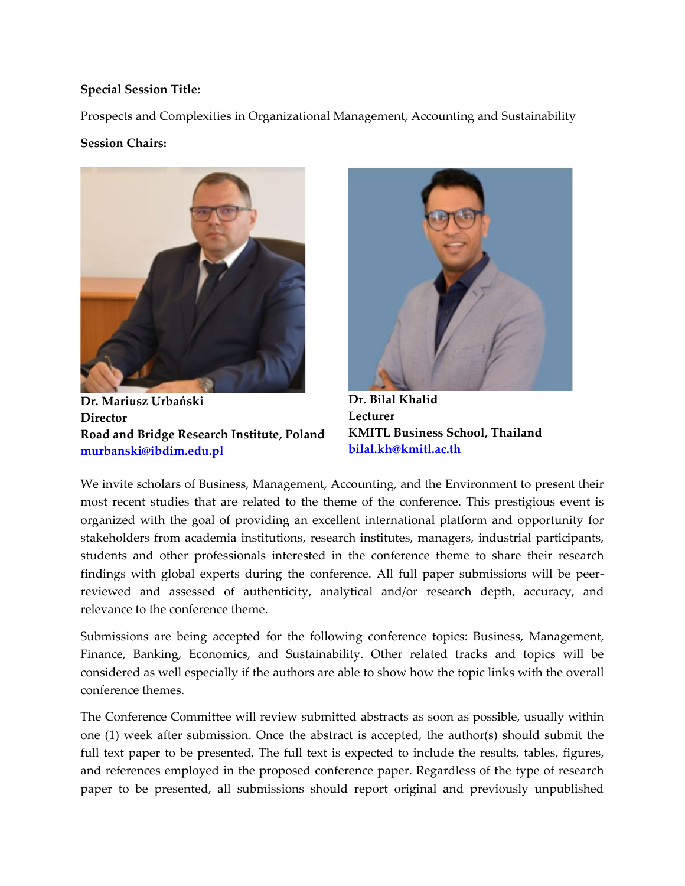**Special Session Title:**

Prospects and Complexities in Organizational Management, Accounting and Sustainability

**Session Chairs:**

**Dr. Mariusz Urbański**
**Director**
**Road and Bridge Research Institute, Poland**
**murbanski@ibdim.edu.pl**

**Dr. Bilal Khalid**
**Lecturer**
**KMITL Business School, Thailand**
**bilal.kh@kmitl.ac.th**

We invite scholars of Business, Management, Accounting, and the Environment to present their most recent studies that are related to the theme of the conference. This prestigious event is organized with the goal of providing an excellent international platform and opportunity for stakeholders from academia institutions, research institutes, managers, industrial participants, students and other professionals interested in the conference theme to share their research findings with global experts during the conference. All full paper submissions will be peer-reviewed and assessed of authenticity, analytical and/or research depth, accuracy, and relevance to the conference theme.

Submissions are being accepted for the following conference topics: Business, Management, Finance, Banking, Economics, and Sustainability. Other related tracks and topics will be considered as well especially if the authors are able to show how the topic links with the overall conference themes.

The Conference Committee will review submitted abstracts as soon as possible, usually within one (1) week after submission. Once the abstract is accepted, the author(s) should submit the full text paper to be presented. The full text is expected to include the results, tables, figures, and references employed in the proposed conference paper. Regardless of the type of research paper to be presented, all submissions should report original and previously unpublished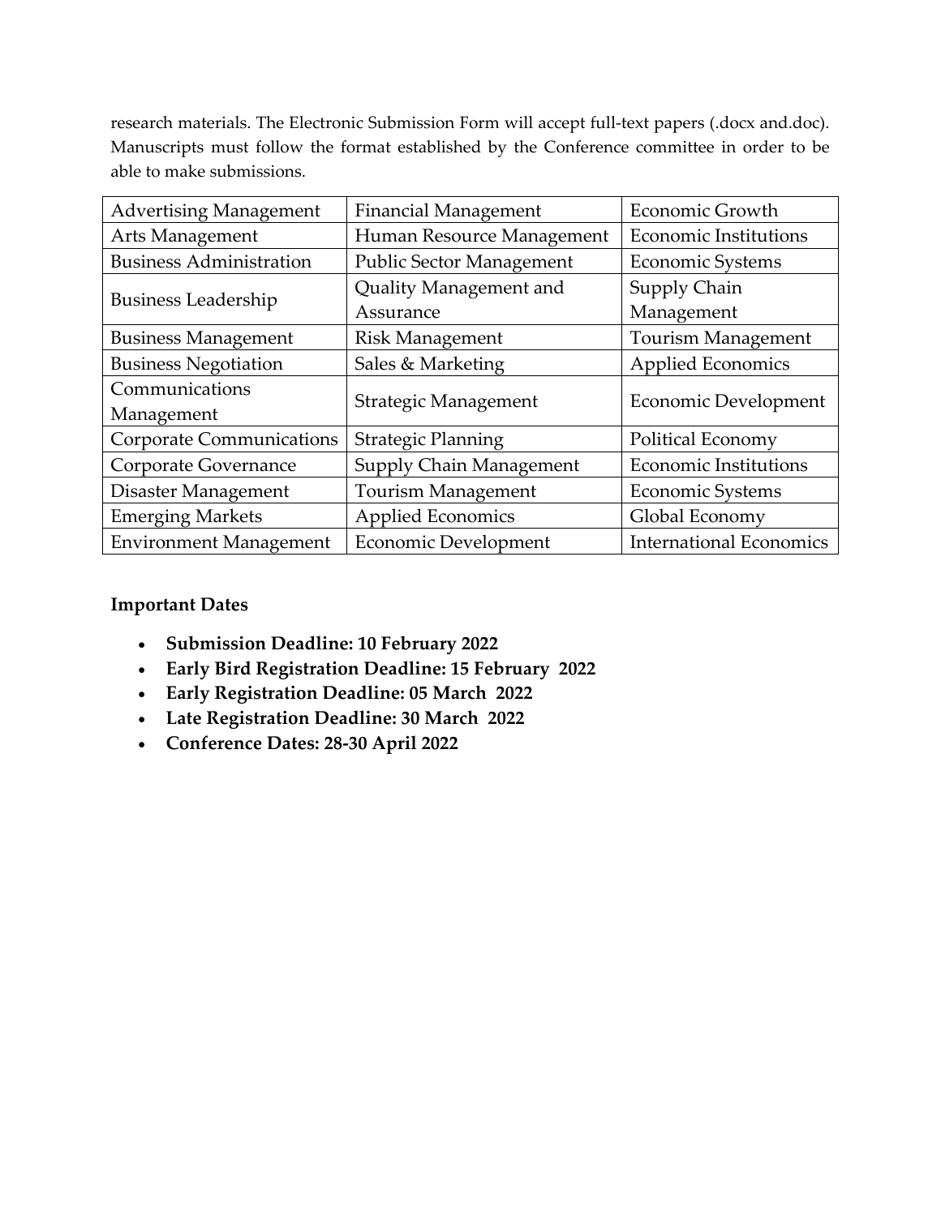research materials. The Electronic Submission Form will accept full-text papers (.docx and.doc). Manuscripts must follow the format established by the Conference committee in order to be able to make submissions.

| | | |
|---|---|---|
| Advertising Management | Financial Management | Economic Growth |
| Arts Management | Human Resource Management | Economic Institutions |
| Business Administration | Public Sector Management | Economic Systems |
| Business Leadership | Quality Management and Assurance | Supply Chain Management |
| Business Management | Risk Management | Tourism Management |
| Business Negotiation | Sales & Marketing | Applied Economics |
| Communications Management | Strategic Management | Economic Development |
| Corporate Communications | Strategic Planning | Political Economy |
| Corporate Governance | Supply Chain Management | Economic Institutions |
| Disaster Management | Tourism Management | Economic Systems |
| Emerging Markets | Applied Economics | Global Economy |
| Environment Management | Economic Development | International Economics |

**Important Dates**

- **Submission Deadline: 10 February 2022**
- **Early Bird Registration Deadline: 15 February 2022**
- **Early Registration Deadline: 05 March 2022**
- **Late Registration Deadline: 30 March 2022**
- **Conference Dates: 28-30 April 2022**